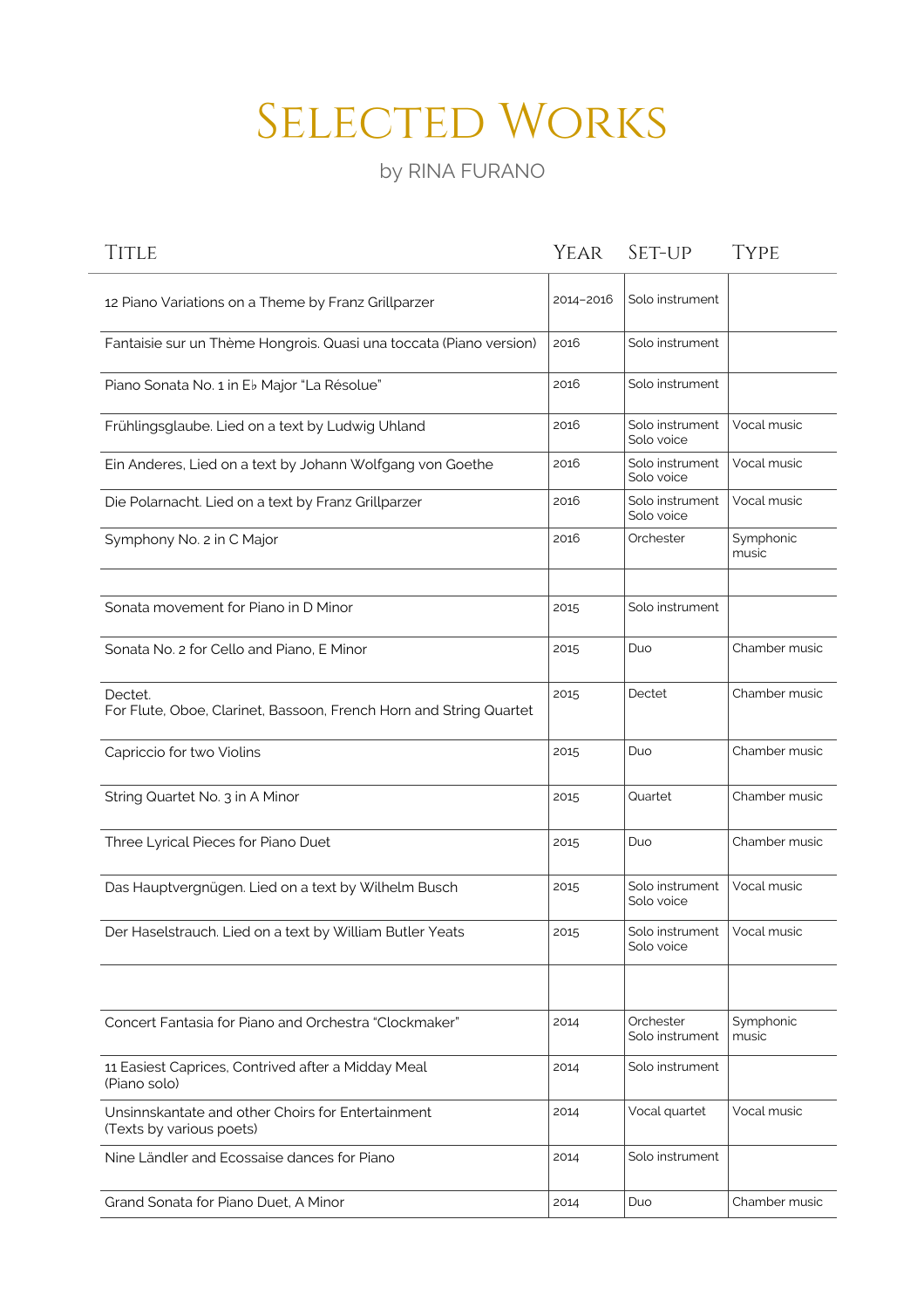# Selected Works

by RINA FURANO

| Title | Year | Set-up | Type |
|---|---|---|---|
| 12 Piano Variations on a Theme by Franz Grillparzer | 2014–2016 | Solo instrument | |
| Fantaisie sur un Thème Hongrois. Quasi una toccata (Piano version) | 2016 | Solo instrument | |
| Piano Sonata No. 1 in E♭ Major "La Résolue" | 2016 | Solo instrument | |
| Frühlingsglaube. Lied on a text by Ludwig Uhland | 2016 | Solo instrument<br>Solo voice | Vocal music |
| Ein Anderes, Lied on a text by Johann Wolfgang von Goethe | 2016 | Solo instrument<br>Solo voice | Vocal music |
| Die Polarnacht. Lied on a text by Franz Grillparzer | 2016 | Solo instrument<br>Solo voice | Vocal music |
| Symphony No. 2 in C Major | 2016 | Orchester | Symphonic music |
| | | | |
| Sonata movement for Piano in D Minor | 2015 | Solo instrument | |
| Sonata No. 2 for Cello and Piano, E Minor | 2015 | Duo | Chamber music |
| Dectet.<br>For Flute, Oboe, Clarinet, Bassoon, French Horn and String Quartet | 2015 | Dectet | Chamber music |
| Capriccio for two Violins | 2015 | Duo | Chamber music |
| String Quartet No. 3 in A Minor | 2015 | Quartet | Chamber music |
| Three Lyrical Pieces for Piano Duet | 2015 | Duo | Chamber music |
| Das Hauptvergnügen. Lied on a text by Wilhelm Busch | 2015 | Solo instrument<br>Solo voice | Vocal music |
| Der Haselstrauch. Lied on a text by William Butler Yeats | 2015 | Solo instrument<br>Solo voice | Vocal music |
| | | | |
| Concert Fantasia for Piano and Orchestra "Clockmaker" | 2014 | Orchester<br>Solo instrument | Symphonic music |
| 11 Easiest Caprices, Contrived after a Midday Meal<br>(Piano solo) | 2014 | Solo instrument | |
| Unsinnskantate and other Choirs for Entertainment<br>(Texts by various poets) | 2014 | Vocal quartet | Vocal music |
| Nine Ländler and Ecossaise dances for Piano | 2014 | Solo instrument | |
| Grand Sonata for Piano Duet, A Minor | 2014 | Duo | Chamber music |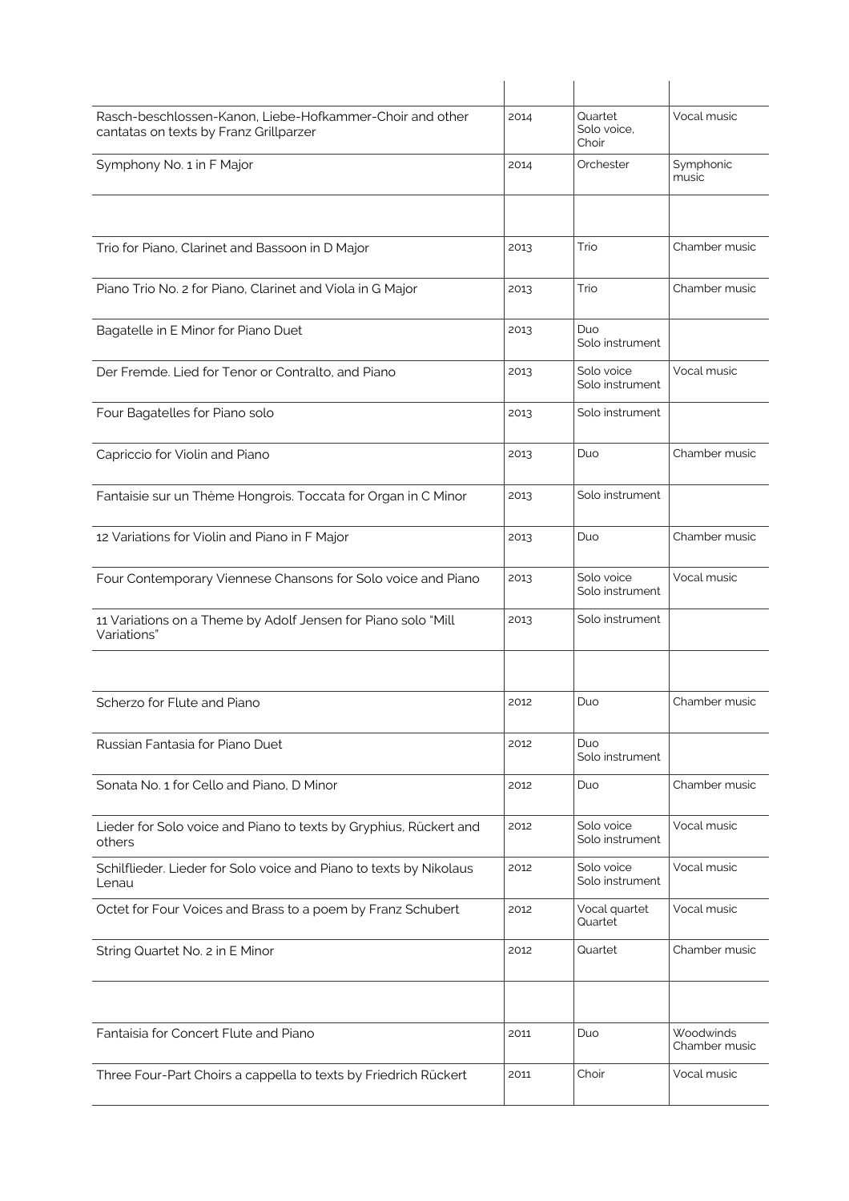| | | | |
|---|---|---|---|
| Rasch-beschlossen-Kanon, Liebe-Hofkammer-Choir and other cantatas on texts by Franz Grillparzer | 2014 | Quartet Solo voice, Choir | Vocal music |
| Symphony No. 1 in F Major | 2014 | Orchester | Symphonic music |
| | | | |
| Trio for Piano, Clarinet and Bassoon in D Major | 2013 | Trio | Chamber music |
| Piano Trio No. 2 for Piano, Clarinet and Viola in G Major | 2013 | Trio | Chamber music |
| Bagatelle in E Minor for Piano Duet | 2013 | Duo Solo instrument | |
| Der Fremde. Lied for Tenor or Contralto, and Piano | 2013 | Solo voice Solo instrument | Vocal music |
| Four Bagatelles for Piano solo | 2013 | Solo instrument | |
| Capriccio for Violin and Piano | 2013 | Duo | Chamber music |
| Fantaisie sur un Thème Hongrois. Toccata for Organ in C Minor | 2013 | Solo instrument | |
| 12 Variations for Violin and Piano in F Major | 2013 | Duo | Chamber music |
| Four Contemporary Viennese Chansons for Solo voice and Piano | 2013 | Solo voice Solo instrument | Vocal music |
| 11 Variations on a Theme by Adolf Jensen for Piano solo "Mill Variations" | 2013 | Solo instrument | |
| | | | |
| Scherzo for Flute and Piano | 2012 | Duo | Chamber music |
| Russian Fantasia for Piano Duet | 2012 | Duo Solo instrument | |
| Sonata No. 1 for Cello and Piano, D Minor | 2012 | Duo | Chamber music |
| Lieder for Solo voice and Piano to texts by Gryphius, Rückert and others | 2012 | Solo voice Solo instrument | Vocal music |
| Schilflieder. Lieder for Solo voice and Piano to texts by Nikolaus Lenau | 2012 | Solo voice Solo instrument | Vocal music |
| Octet for Four Voices and Brass to a poem by Franz Schubert | 2012 | Vocal quartet Quartet | Vocal music |
| String Quartet No. 2 in E Minor | 2012 | Quartet | Chamber music |
| | | | |
| Fantaisia for Concert Flute and Piano | 2011 | Duo | Woodwinds Chamber music |
| Three Four-Part Choirs a cappella to texts by Friedrich Rückert | 2011 | Choir | Vocal music |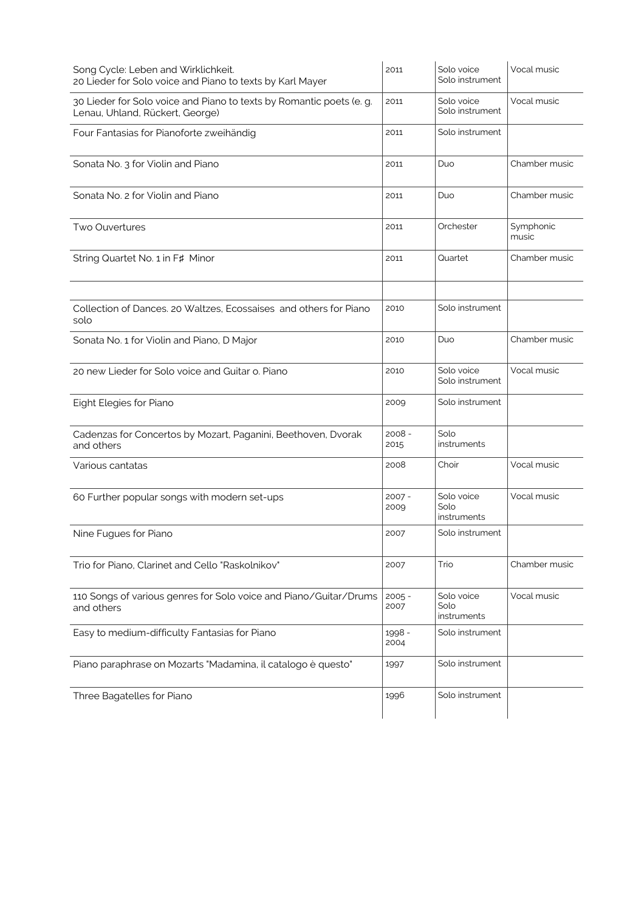| | | | |
|---|---|---|---|
| Song Cycle: Leben and Wirklichkeit.<br>20 Lieder for Solo voice and Piano to texts by Karl Mayer | 2011 | Solo voice<br>Solo instrument | Vocal music |
| 30 Lieder for Solo voice and Piano to texts by Romantic poets (e. g. Lenau, Uhland, Rückert, George) | 2011 | Solo voice<br>Solo instrument | Vocal music |
| Four Fantasias for Pianoforte zweihändig | 2011 | Solo instrument | |
| Sonata No. 3 for Violin and Piano | 2011 | Duo | Chamber music |
| Sonata No. 2 for Violin and Piano | 2011 | Duo | Chamber music |
| Two Ouvertures | 2011 | Orchester | Symphonic music |
| String Quartet No. 1 in F♯ Minor | 2011 | Quartet | Chamber music |
| | | | |
| Collection of Dances. 20 Waltzes, Ecossaises and others for Piano solo | 2010 | Solo instrument | |
| Sonata No. 1 for Violin and Piano, D Major | 2010 | Duo | Chamber music |
| 20 new Lieder for Solo voice and Guitar o. Piano | 2010 | Solo voice<br>Solo instrument | Vocal music |
| Eight Elegies for Piano | 2009 | Solo instrument | |
| Cadenzas for Concertos by Mozart, Paganini, Beethoven, Dvorak and others | 2008 - 2015 | Solo instruments | |
| Various cantatas | 2008 | Choir | Vocal music |
| 60 Further popular songs with modern set-ups | 2007 - 2009 | Solo voice<br>Solo instruments | Vocal music |
| Nine Fugues for Piano | 2007 | Solo instrument | |
| Trio for Piano, Clarinet and Cello "Raskolnikov" | 2007 | Trio | Chamber music |
| 110 Songs of various genres for Solo voice and Piano/Guitar/Drums and others | 2005 - 2007 | Solo voice<br>Solo instruments | Vocal music |
| Easy to medium-difficulty Fantasias for Piano | 1998 - 2004 | Solo instrument | |
| Piano paraphrase on Mozarts "Madamina, il catalogo è questo" | 1997 | Solo instrument | |
| Three Bagatelles for Piano | 1996 | Solo instrument | |